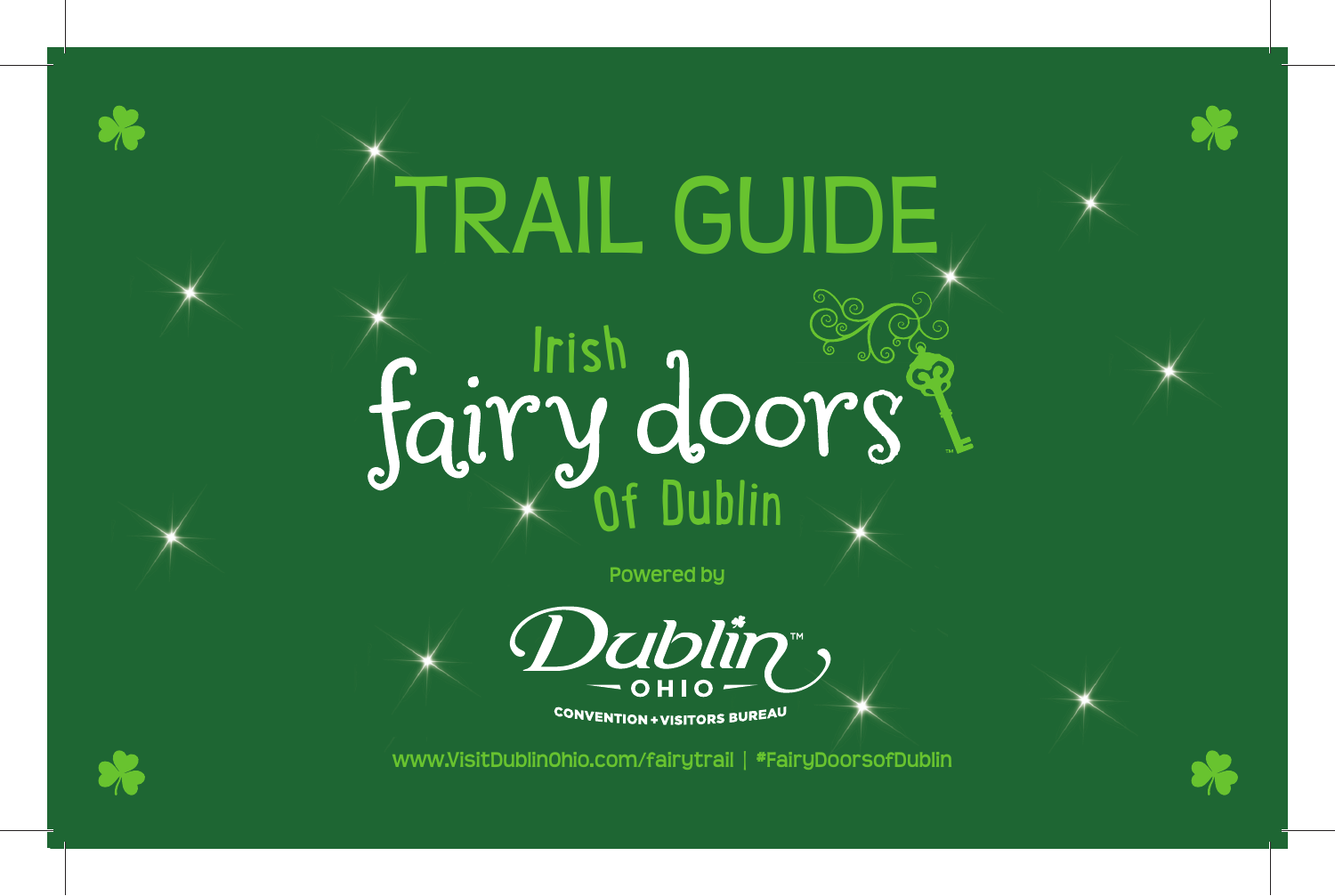# TRAIL GUIDE

## Irish fairy doors™ Of Dublin

Powered by

Dublin™ OHIO

CONVENTION + VISITORS BUREAU

www.VisitDublinOhio.com/fairytrail | #FairyDoorsofDublin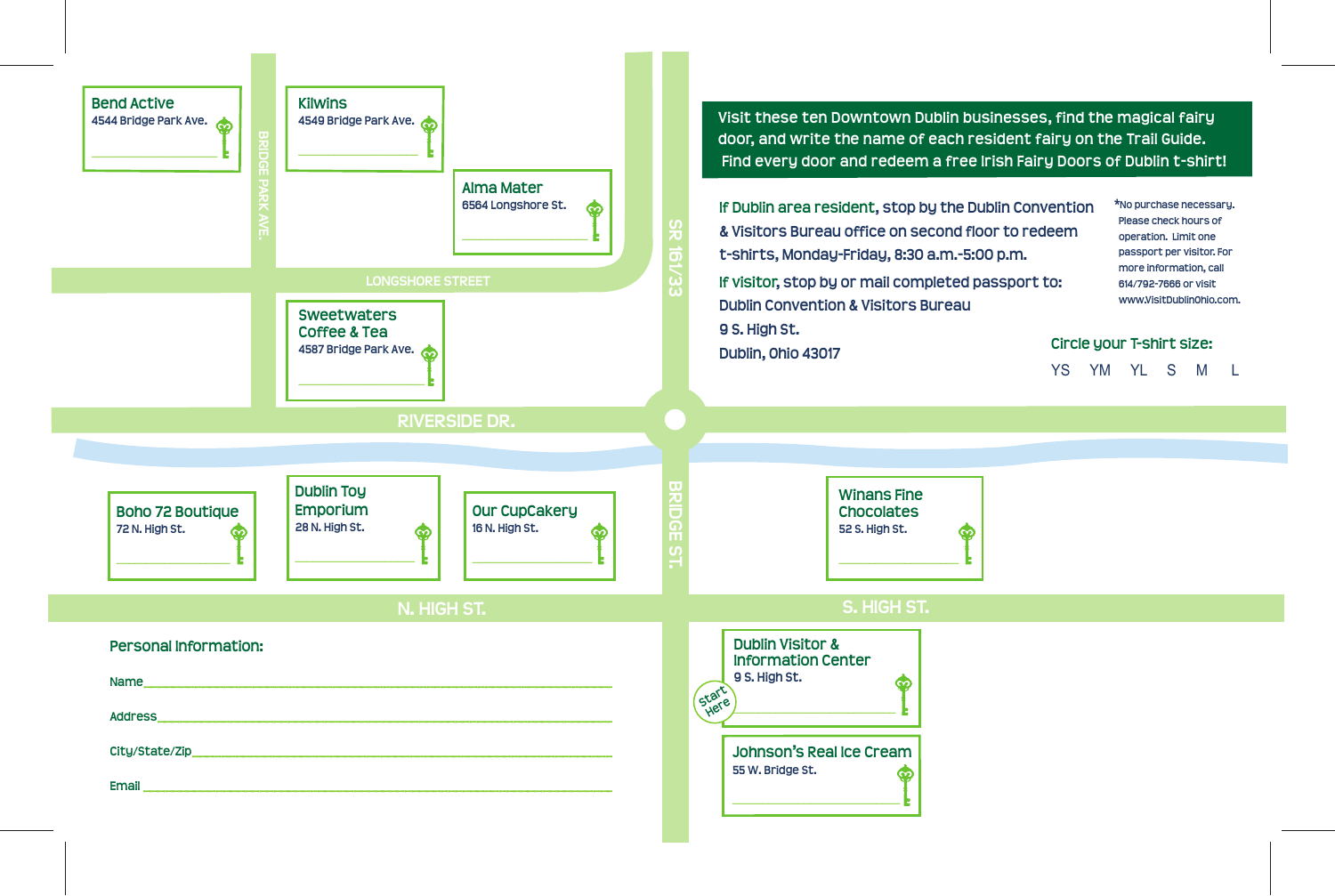Visit these ten Downtown Dublin businesses, find the magical fairy door, and write the name of each resident fairy on the Trail Guide. Find every door and redeem a free Irish Fairy Doors of Dublin t-shirt!

If Dublin area resident, stop by the Dublin Convention & Visitors Bureau office on second floor to redeem t-shirts, Monday-Friday, 8:30 a.m.-5:00 p.m.

If visitor, stop by or mail completed passport to:
Dublin Convention & Visitors Bureau
9 S. High St.
Dublin, Ohio 43017

*No purchase necessary. Please check hours of operation. Limit one passport per visitor. For more information, call 614/792-7666 or visit www.VisitDublinOhio.com.

Circle your T-shirt size:

YS YM YL S M L

**Bend Active**
4544 Bridge Park Ave.
______________________

**Kilwins**
4549 Bridge Park Ave.
______________________

**Alma Mater**
6564 Longshore St.
______________________

**Sweetwaters Coffee & Tea**
4587 Bridge Park Ave.
______________________

BRIDGE PARK AVE.

LONGSHORE STREET

SR 161/33

RIVERSIDE DR.

BRIDGE ST.

**Boho 72 Boutique**
72 N. High St.
______________________

**Dublin Toy Emporium**
28 N. High St.
______________________

**Our CupCakery**
16 N. High St.
______________________

**Winans Fine Chocolates**
52 S. High St.
______________________

N. HIGH ST.

S. HIGH ST.

**Dublin Visitor & Information Center**
9 S. High St.
______________________

Start Here

**Johnson's Real Ice Cream**
55 W. Bridge St.
______________________

## Personal Information:

Name ______________________________________________

Address ______________________________________________

City/State/Zip ______________________________________________

Email ______________________________________________